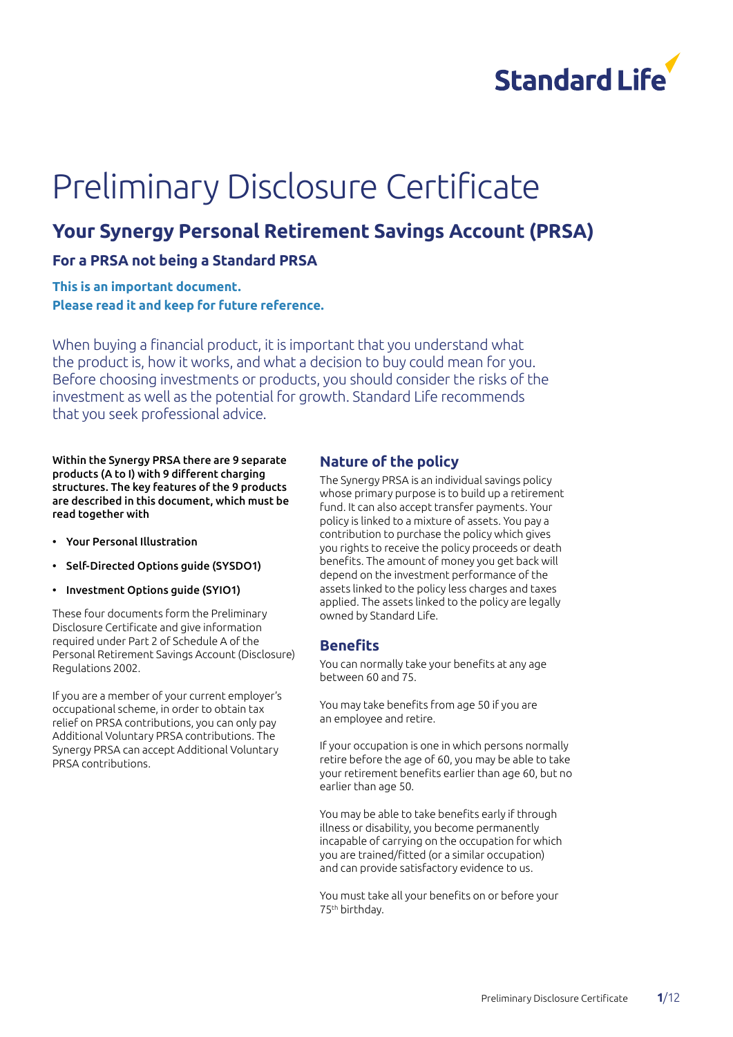Standard Life

# Preliminary Disclosure Certificate

## Your Synergy Personal Retirement Savings Account (PRSA)

### For a PRSA not being a Standard PRSA

**This is an important document.**
**Please read it and keep for future reference.**

When buying a financial product, it is important that you understand what the product is, how it works, and what a decision to buy could mean for you. Before choosing investments or products, you should consider the risks of the investment as well as the potential for growth. Standard Life recommends that you seek professional advice.

**Within the Synergy PRSA there are 9 separate products (A to I) with 9 different charging structures. The key features of the 9 products are described in this document, which must be read together with**

- **Your Personal Illustration**
- **Self-Directed Options guide (SYSDO1)**
- **Investment Options guide (SYIO1)**

These four documents form the Preliminary Disclosure Certificate and give information required under Part 2 of Schedule A of the Personal Retirement Savings Account (Disclosure) Regulations 2002.

If you are a member of your current employer's occupational scheme, in order to obtain tax relief on PRSA contributions, you can only pay Additional Voluntary PRSA contributions. The Synergy PRSA can accept Additional Voluntary PRSA contributions.

## Nature of the policy

The Synergy PRSA is an individual savings policy whose primary purpose is to build up a retirement fund. It can also accept transfer payments. Your policy is linked to a mixture of assets. You pay a contribution to purchase the policy which gives you rights to receive the policy proceeds or death benefits. The amount of money you get back will depend on the investment performance of the assets linked to the policy less charges and taxes applied. The assets linked to the policy are legally owned by Standard Life.

## Benefits

You can normally take your benefits at any age between 60 and 75.

You may take benefits from age 50 if you are an employee and retire.

If your occupation is one in which persons normally retire before the age of 60, you may be able to take your retirement benefits earlier than age 60, but no earlier than age 50.

You may be able to take benefits early if through illness or disability, you become permanently incapable of carrying on the occupation for which you are trained/fitted (or a similar occupation) and can provide satisfactory evidence to us.

You must take all your benefits on or before your 75th birthday.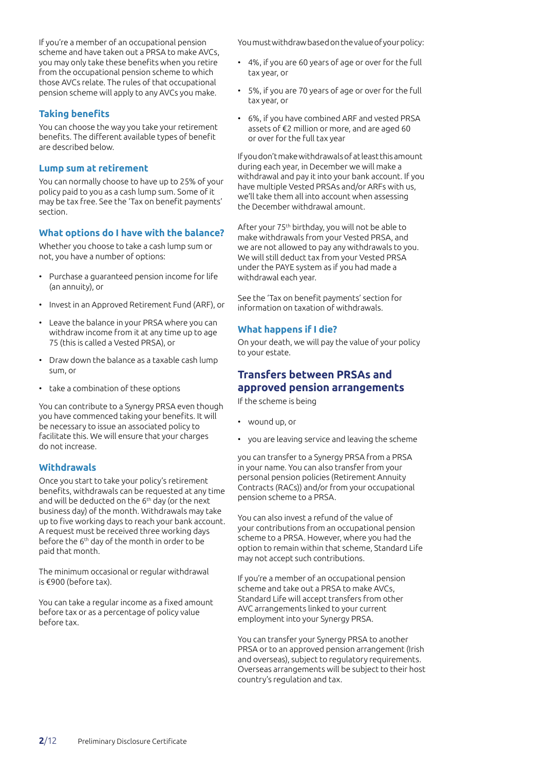If you're a member of an occupational pension scheme and have taken out a PRSA to make AVCs, you may only take these benefits when you retire from the occupational pension scheme to which those AVCs relate. The rules of that occupational pension scheme will apply to any AVCs you make.

### Taking benefits

You can choose the way you take your retirement benefits. The different available types of benefit are described below.

### Lump sum at retirement

You can normally choose to have up to 25% of your policy paid to you as a cash lump sum. Some of it may be tax free. See the 'Tax on benefit payments' section.

### What options do I have with the balance?

Whether you choose to take a cash lump sum or not, you have a number of options:

- Purchase a guaranteed pension income for life (an annuity), or
- Invest in an Approved Retirement Fund (ARF), or
- Leave the balance in your PRSA where you can withdraw income from it at any time up to age 75 (this is called a Vested PRSA), or
- Draw down the balance as a taxable cash lump sum, or
- take a combination of these options

You can contribute to a Synergy PRSA even though you have commenced taking your benefits. It will be necessary to issue an associated policy to facilitate this. We will ensure that your charges do not increase.

### Withdrawals

Once you start to take your policy's retirement benefits, withdrawals can be requested at any time and will be deducted on the 6th day (or the next business day) of the month. Withdrawals may take up to five working days to reach your bank account. A request must be received three working days before the 6th day of the month in order to be paid that month.

The minimum occasional or regular withdrawal is €900 (before tax).

You can take a regular income as a fixed amount before tax or as a percentage of policy value before tax.

You must withdraw based on the value of your policy:

- 4%, if you are 60 years of age or over for the full tax year, or
- 5%, if you are 70 years of age or over for the full tax year, or
- 6%, if you have combined ARF and vested PRSA assets of €2 million or more, and are aged 60 or over for the full tax year

If you don't make withdrawals of at least this amount during each year, in December we will make a withdrawal and pay it into your bank account. If you have multiple Vested PRSAs and/or ARFs with us, we'll take them all into account when assessing the December withdrawal amount.

After your 75th birthday, you will not be able to make withdrawals from your Vested PRSA, and we are not allowed to pay any withdrawals to you. We will still deduct tax from your Vested PRSA under the PAYE system as if you had made a withdrawal each year.

See the 'Tax on benefit payments' section for information on taxation of withdrawals.

### What happens if I die?

On your death, we will pay the value of your policy to your estate.

## Transfers between PRSAs and approved pension arrangements

If the scheme is being

- wound up, or
- you are leaving service and leaving the scheme

you can transfer to a Synergy PRSA from a PRSA in your name. You can also transfer from your personal pension policies (Retirement Annuity Contracts (RACs)) and/or from your occupational pension scheme to a PRSA.

You can also invest a refund of the value of your contributions from an occupational pension scheme to a PRSA. However, where you had the option to remain within that scheme, Standard Life may not accept such contributions.

If you're a member of an occupational pension scheme and take out a PRSA to make AVCs, Standard Life will accept transfers from other AVC arrangements linked to your current employment into your Synergy PRSA.

You can transfer your Synergy PRSA to another PRSA or to an approved pension arrangement (Irish and overseas), subject to regulatory requirements. Overseas arrangements will be subject to their host country's regulation and tax.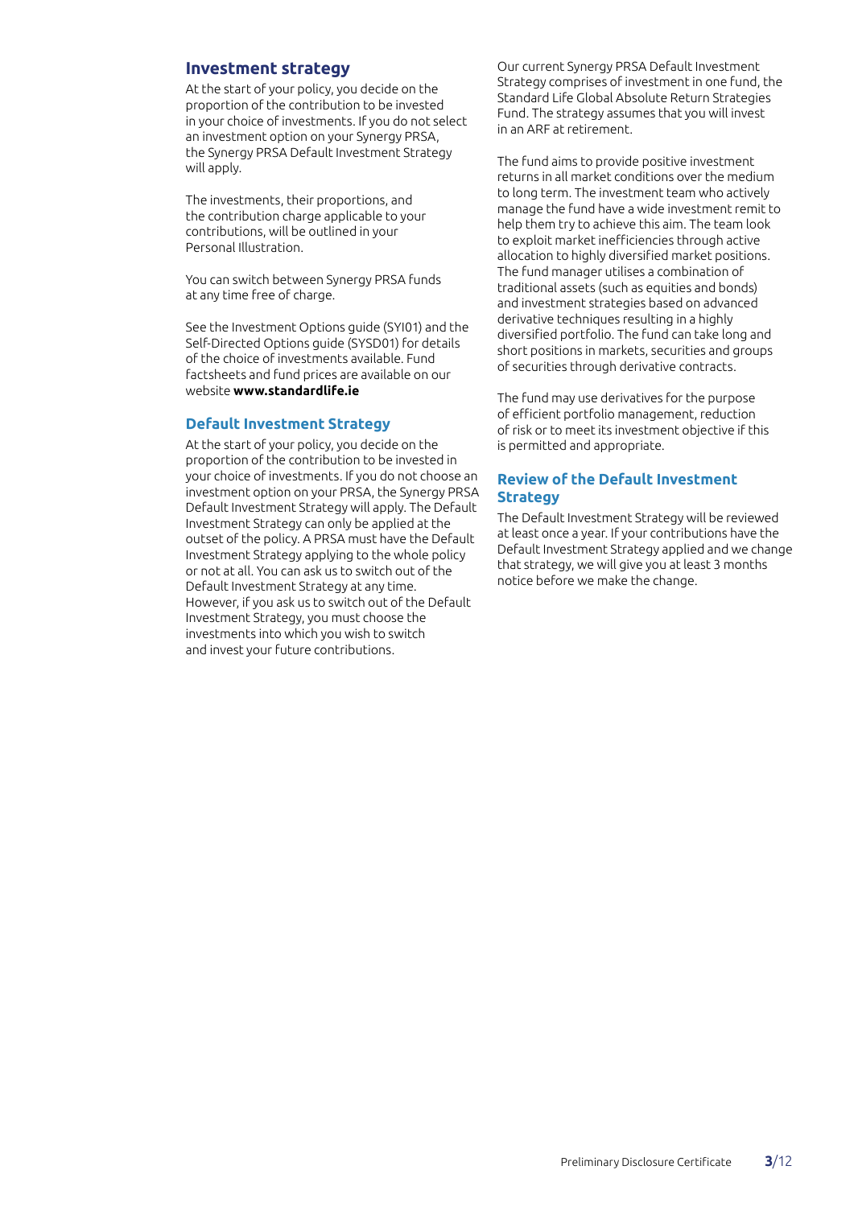## Investment strategy

At the start of your policy, you decide on the proportion of the contribution to be invested in your choice of investments. If you do not select an investment option on your Synergy PRSA, the Synergy PRSA Default Investment Strategy will apply.

The investments, their proportions, and the contribution charge applicable to your contributions, will be outlined in your Personal Illustration.

You can switch between Synergy PRSA funds at any time free of charge.

See the Investment Options guide (SYI01) and the Self-Directed Options guide (SYSD01) for details of the choice of investments available. Fund factsheets and fund prices are available on our website **www.standardlife.ie**

### Default Investment Strategy

At the start of your policy, you decide on the proportion of the contribution to be invested in your choice of investments. If you do not choose an investment option on your PRSA, the Synergy PRSA Default Investment Strategy will apply. The Default Investment Strategy can only be applied at the outset of the policy. A PRSA must have the Default Investment Strategy applying to the whole policy or not at all. You can ask us to switch out of the Default Investment Strategy at any time. However, if you ask us to switch out of the Default Investment Strategy, you must choose the investments into which you wish to switch and invest your future contributions.

Our current Synergy PRSA Default Investment Strategy comprises of investment in one fund, the Standard Life Global Absolute Return Strategies Fund. The strategy assumes that you will invest in an ARF at retirement.

The fund aims to provide positive investment returns in all market conditions over the medium to long term. The investment team who actively manage the fund have a wide investment remit to help them try to achieve this aim. The team look to exploit market inefficiencies through active allocation to highly diversified market positions. The fund manager utilises a combination of traditional assets (such as equities and bonds) and investment strategies based on advanced derivative techniques resulting in a highly diversified portfolio. The fund can take long and short positions in markets, securities and groups of securities through derivative contracts.

The fund may use derivatives for the purpose of efficient portfolio management, reduction of risk or to meet its investment objective if this is permitted and appropriate.

### Review of the Default Investment Strategy

The Default Investment Strategy will be reviewed at least once a year. If your contributions have the Default Investment Strategy applied and we change that strategy, we will give you at least 3 months notice before we make the change.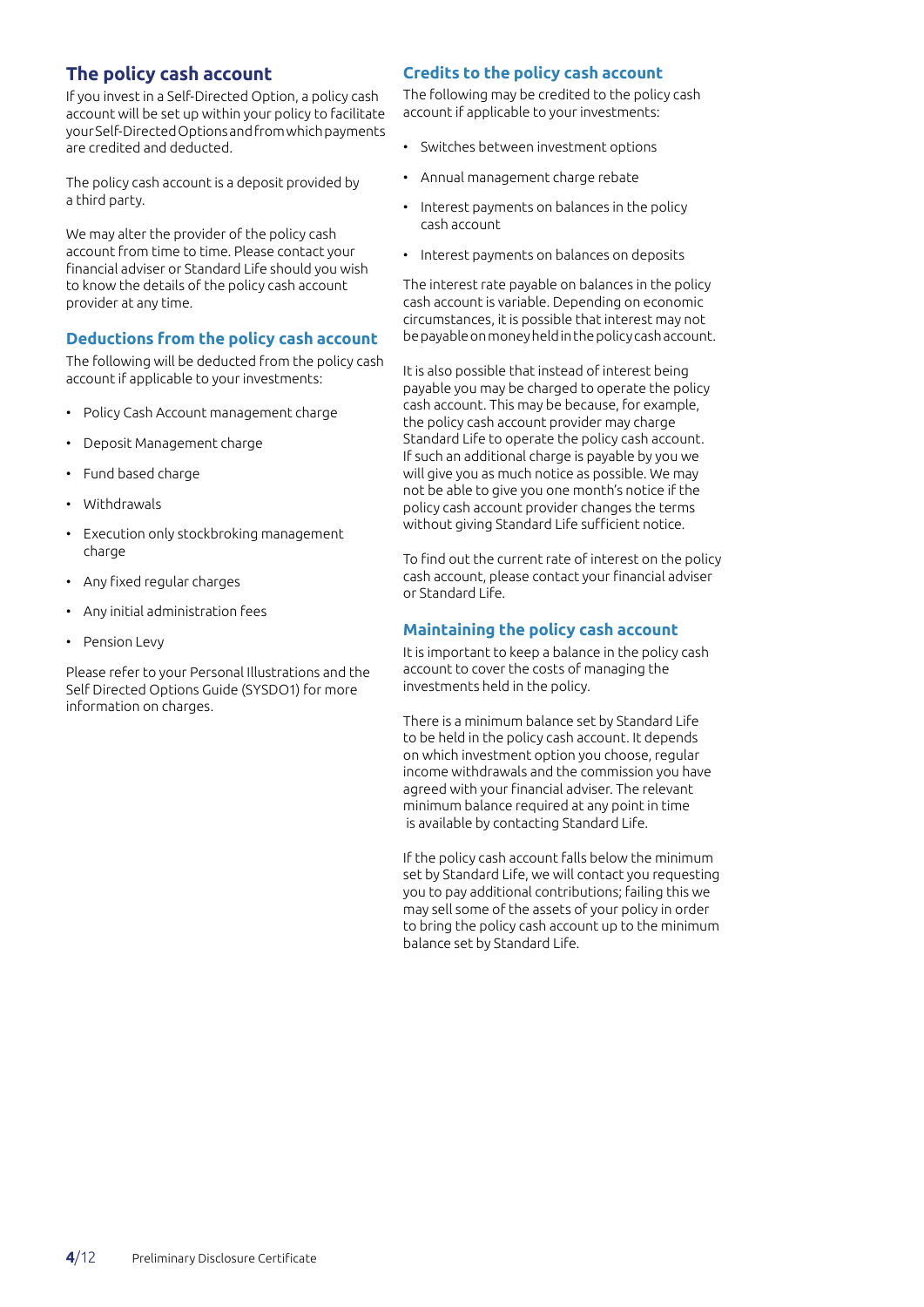## The policy cash account

If you invest in a Self-Directed Option, a policy cash account will be set up within your policy to facilitate your Self-Directed Options and from which payments are credited and deducted.

The policy cash account is a deposit provided by a third party.

We may alter the provider of the policy cash account from time to time. Please contact your financial adviser or Standard Life should you wish to know the details of the policy cash account provider at any time.

### Deductions from the policy cash account

The following will be deducted from the policy cash account if applicable to your investments:

- Policy Cash Account management charge
- Deposit Management charge
- Fund based charge
- Withdrawals
- Execution only stockbroking management charge
- Any fixed regular charges
- Any initial administration fees
- Pension Levy

Please refer to your Personal Illustrations and the Self Directed Options Guide (SYSDO1) for more information on charges.

### Credits to the policy cash account

The following may be credited to the policy cash account if applicable to your investments:

- Switches between investment options
- Annual management charge rebate
- Interest payments on balances in the policy cash account
- Interest payments on balances on deposits

The interest rate payable on balances in the policy cash account is variable. Depending on economic circumstances, it is possible that interest may not be payable on money held in the policy cash account.

It is also possible that instead of interest being payable you may be charged to operate the policy cash account. This may be because, for example, the policy cash account provider may charge Standard Life to operate the policy cash account. If such an additional charge is payable by you we will give you as much notice as possible. We may not be able to give you one month's notice if the policy cash account provider changes the terms without giving Standard Life sufficient notice.

To find out the current rate of interest on the policy cash account, please contact your financial adviser or Standard Life.

### Maintaining the policy cash account

It is important to keep a balance in the policy cash account to cover the costs of managing the investments held in the policy.

There is a minimum balance set by Standard Life to be held in the policy cash account. It depends on which investment option you choose, regular income withdrawals and the commission you have agreed with your financial adviser. The relevant minimum balance required at any point in time is available by contacting Standard Life.

If the policy cash account falls below the minimum set by Standard Life, we will contact you requesting you to pay additional contributions; failing this we may sell some of the assets of your policy in order to bring the policy cash account up to the minimum balance set by Standard Life.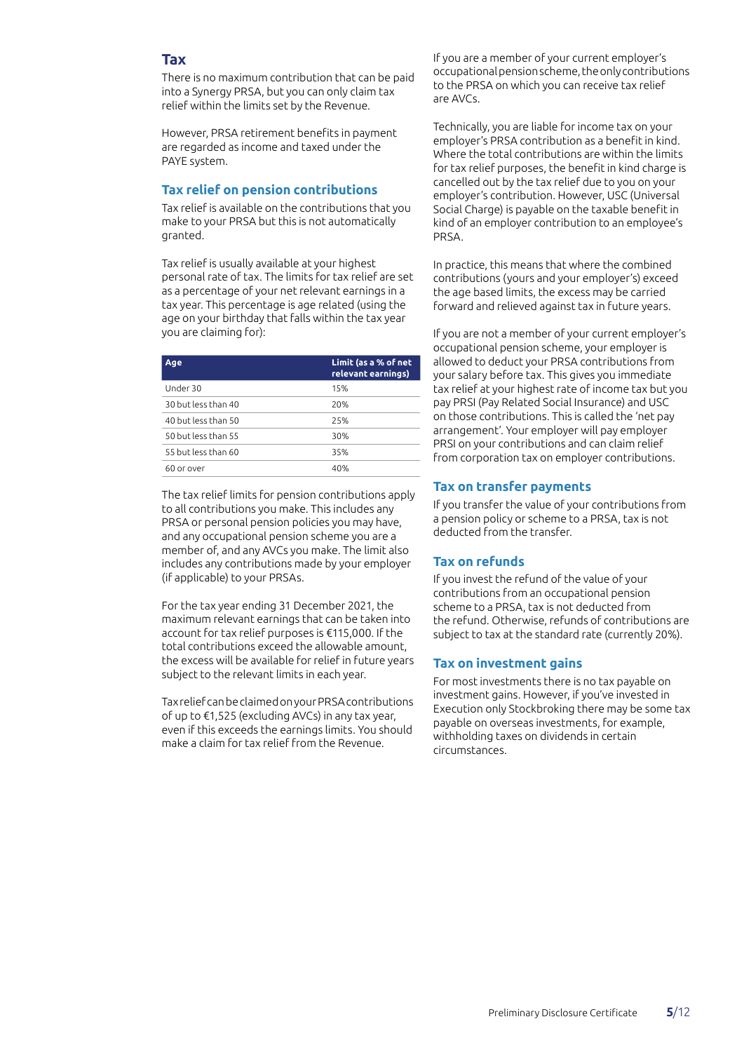## Tax

There is no maximum contribution that can be paid into a Synergy PRSA, but you can only claim tax relief within the limits set by the Revenue.

However, PRSA retirement benefits in payment are regarded as income and taxed under the PAYE system.

### Tax relief on pension contributions

Tax relief is available on the contributions that you make to your PRSA but this is not automatically granted.

Tax relief is usually available at your highest personal rate of tax. The limits for tax relief are set as a percentage of your net relevant earnings in a tax year. This percentage is age related (using the age on your birthday that falls within the tax year you are claiming for):

| Age | Limit (as a % of net relevant earnings) |
|---|---|
| Under 30 | 15% |
| 30 but less than 40 | 20% |
| 40 but less than 50 | 25% |
| 50 but less than 55 | 30% |
| 55 but less than 60 | 35% |
| 60 or over | 40% |

The tax relief limits for pension contributions apply to all contributions you make. This includes any PRSA or personal pension policies you may have, and any occupational pension scheme you are a member of, and any AVCs you make. The limit also includes any contributions made by your employer (if applicable) to your PRSAs.

For the tax year ending 31 December 2021, the maximum relevant earnings that can be taken into account for tax relief purposes is €115,000. If the total contributions exceed the allowable amount, the excess will be available for relief in future years subject to the relevant limits in each year.

Tax relief can be claimed on your PRSA contributions of up to €1,525 (excluding AVCs) in any tax year, even if this exceeds the earnings limits. You should make a claim for tax relief from the Revenue.

If you are a member of your current employer's occupational pension scheme, the only contributions to the PRSA on which you can receive tax relief are AVCs.

Technically, you are liable for income tax on your employer's PRSA contribution as a benefit in kind. Where the total contributions are within the limits for tax relief purposes, the benefit in kind charge is cancelled out by the tax relief due to you on your employer's contribution. However, USC (Universal Social Charge) is payable on the taxable benefit in kind of an employer contribution to an employee's PRSA.

In practice, this means that where the combined contributions (yours and your employer's) exceed the age based limits, the excess may be carried forward and relieved against tax in future years.

If you are not a member of your current employer's occupational pension scheme, your employer is allowed to deduct your PRSA contributions from your salary before tax. This gives you immediate tax relief at your highest rate of income tax but you pay PRSI (Pay Related Social Insurance) and USC on those contributions. This is called the 'net pay arrangement'. Your employer will pay employer PRSI on your contributions and can claim relief from corporation tax on employer contributions.

### Tax on transfer payments

If you transfer the value of your contributions from a pension policy or scheme to a PRSA, tax is not deducted from the transfer.

### Tax on refunds

If you invest the refund of the value of your contributions from an occupational pension scheme to a PRSA, tax is not deducted from the refund. Otherwise, refunds of contributions are subject to tax at the standard rate (currently 20%).

### Tax on investment gains

For most investments there is no tax payable on investment gains. However, if you've invested in Execution only Stockbroking there may be some tax payable on overseas investments, for example, withholding taxes on dividends in certain circumstances.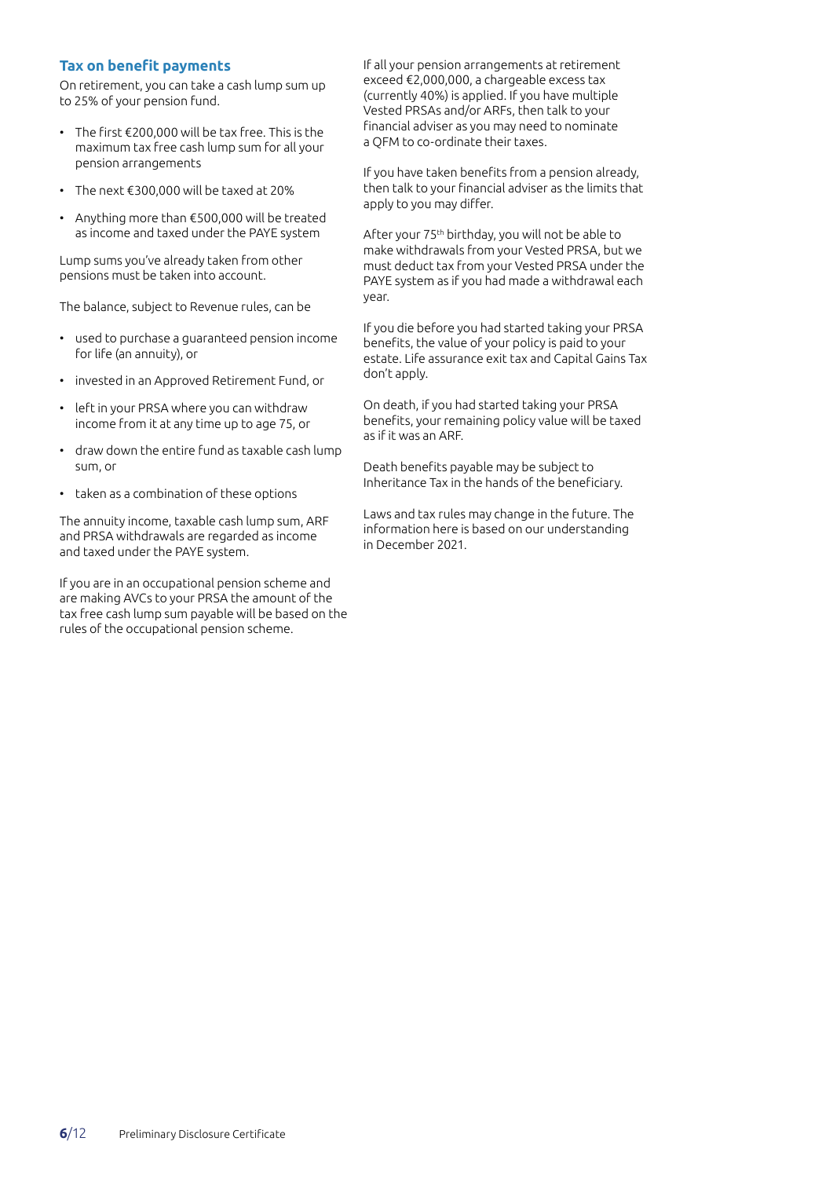## Tax on benefit payments

On retirement, you can take a cash lump sum up to 25% of your pension fund.

- The first €200,000 will be tax free. This is the maximum tax free cash lump sum for all your pension arrangements
- The next €300,000 will be taxed at 20%
- Anything more than €500,000 will be treated as income and taxed under the PAYE system

Lump sums you've already taken from other pensions must be taken into account.

The balance, subject to Revenue rules, can be

- used to purchase a guaranteed pension income for life (an annuity), or
- invested in an Approved Retirement Fund, or
- left in your PRSA where you can withdraw income from it at any time up to age 75, or
- draw down the entire fund as taxable cash lump sum, or
- taken as a combination of these options

The annuity income, taxable cash lump sum, ARF and PRSA withdrawals are regarded as income and taxed under the PAYE system.

If you are in an occupational pension scheme and are making AVCs to your PRSA the amount of the tax free cash lump sum payable will be based on the rules of the occupational pension scheme.

If all your pension arrangements at retirement exceed €2,000,000, a chargeable excess tax (currently 40%) is applied. If you have multiple Vested PRSAs and/or ARFs, then talk to your financial adviser as you may need to nominate a QFM to co-ordinate their taxes.

If you have taken benefits from a pension already, then talk to your financial adviser as the limits that apply to you may differ.

After your 75th birthday, you will not be able to make withdrawals from your Vested PRSA, but we must deduct tax from your Vested PRSA under the PAYE system as if you had made a withdrawal each year.

If you die before you had started taking your PRSA benefits, the value of your policy is paid to your estate. Life assurance exit tax and Capital Gains Tax don't apply.

On death, if you had started taking your PRSA benefits, your remaining policy value will be taxed as if it was an ARF.

Death benefits payable may be subject to Inheritance Tax in the hands of the beneficiary.

Laws and tax rules may change in the future. The information here is based on our understanding in December 2021.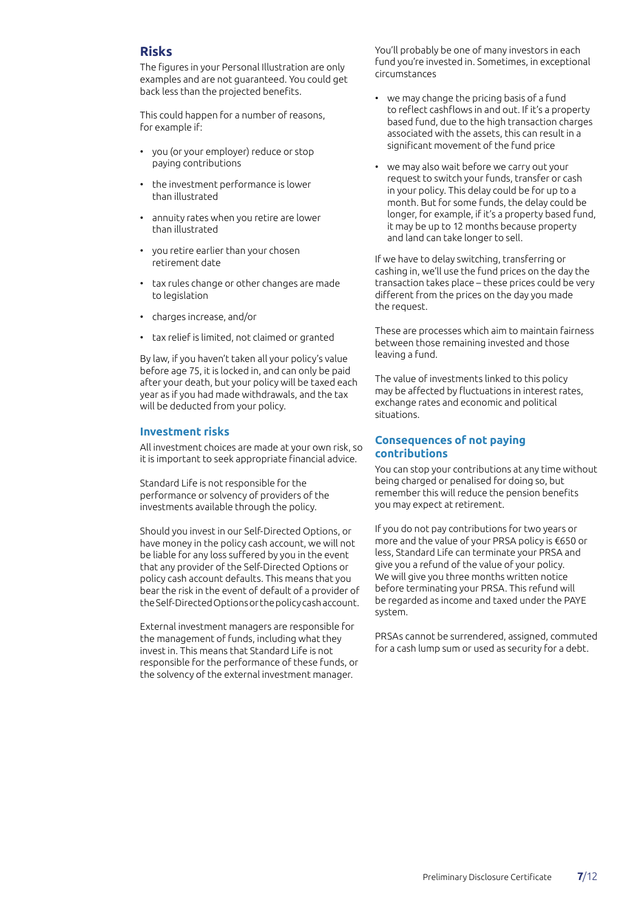## Risks

The figures in your Personal Illustration are only examples and are not guaranteed. You could get back less than the projected benefits.

This could happen for a number of reasons, for example if:

- you (or your employer) reduce or stop paying contributions
- the investment performance is lower than illustrated
- annuity rates when you retire are lower than illustrated
- you retire earlier than your chosen retirement date
- tax rules change or other changes are made to legislation
- charges increase, and/or
- tax relief is limited, not claimed or granted

By law, if you haven't taken all your policy's value before age 75, it is locked in, and can only be paid after your death, but your policy will be taxed each year as if you had made withdrawals, and the tax will be deducted from your policy.

### Investment risks

All investment choices are made at your own risk, so it is important to seek appropriate financial advice.

Standard Life is not responsible for the performance or solvency of providers of the investments available through the policy.

Should you invest in our Self-Directed Options, or have money in the policy cash account, we will not be liable for any loss suffered by you in the event that any provider of the Self-Directed Options or policy cash account defaults. This means that you bear the risk in the event of default of a provider of the Self-Directed Options or the policy cash account.

External investment managers are responsible for the management of funds, including what they invest in. This means that Standard Life is not responsible for the performance of these funds, or the solvency of the external investment manager.

You'll probably be one of many investors in each fund you're invested in. Sometimes, in exceptional circumstances

- we may change the pricing basis of a fund to reflect cashflows in and out. If it's a property based fund, due to the high transaction charges associated with the assets, this can result in a significant movement of the fund price
- we may also wait before we carry out your request to switch your funds, transfer or cash in your policy. This delay could be for up to a month. But for some funds, the delay could be longer, for example, if it's a property based fund, it may be up to 12 months because property and land can take longer to sell.

If we have to delay switching, transferring or cashing in, we'll use the fund prices on the day the transaction takes place – these prices could be very different from the prices on the day you made the request.

These are processes which aim to maintain fairness between those remaining invested and those leaving a fund.

The value of investments linked to this policy may be affected by fluctuations in interest rates, exchange rates and economic and political situations.

### Consequences of not paying contributions

You can stop your contributions at any time without being charged or penalised for doing so, but remember this will reduce the pension benefits you may expect at retirement.

If you do not pay contributions for two years or more and the value of your PRSA policy is €650 or less, Standard Life can terminate your PRSA and give you a refund of the value of your policy. We will give you three months written notice before terminating your PRSA. This refund will be regarded as income and taxed under the PAYE system.

PRSAs cannot be surrendered, assigned, commuted for a cash lump sum or used as security for a debt.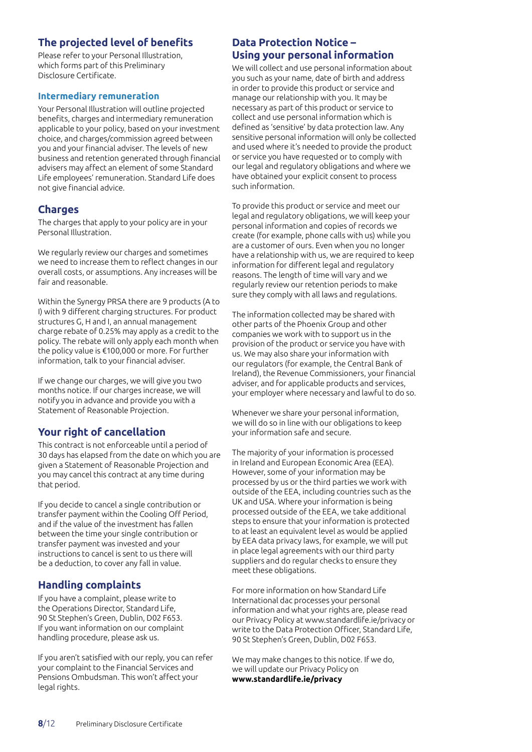## The projected level of benefits

Please refer to your Personal Illustration, which forms part of this Preliminary Disclosure Certificate.

### Intermediary remuneration

Your Personal Illustration will outline projected benefits, charges and intermediary remuneration applicable to your policy, based on your investment choice, and charges/commission agreed between you and your financial adviser. The levels of new business and retention generated through financial advisers may affect an element of some Standard Life employees' remuneration. Standard Life does not give financial advice.

## Charges

The charges that apply to your policy are in your Personal Illustration.

We regularly review our charges and sometimes we need to increase them to reflect changes in our overall costs, or assumptions. Any increases will be fair and reasonable.

Within the Synergy PRSA there are 9 products (A to I) with 9 different charging structures. For product structures G, H and I, an annual management charge rebate of 0.25% may apply as a credit to the policy. The rebate will only apply each month when the policy value is €100,000 or more. For further information, talk to your financial adviser.

If we change our charges, we will give you two months notice. If our charges increase, we will notify you in advance and provide you with a Statement of Reasonable Projection.

## Your right of cancellation

This contract is not enforceable until a period of 30 days has elapsed from the date on which you are given a Statement of Reasonable Projection and you may cancel this contract at any time during that period.

If you decide to cancel a single contribution or transfer payment within the Cooling Off Period, and if the value of the investment has fallen between the time your single contribution or transfer payment was invested and your instructions to cancel is sent to us there will be a deduction, to cover any fall in value.

## Handling complaints

If you have a complaint, please write to the Operations Director, Standard Life, 90 St Stephen's Green, Dublin, D02 F653. If you want information on our complaint handling procedure, please ask us.

If you aren't satisfied with our reply, you can refer your complaint to the Financial Services and Pensions Ombudsman. This won't affect your legal rights.

## Data Protection Notice – Using your personal information

We will collect and use personal information about you such as your name, date of birth and address in order to provide this product or service and manage our relationship with you. It may be necessary as part of this product or service to collect and use personal information which is defined as 'sensitive' by data protection law. Any sensitive personal information will only be collected and used where it's needed to provide the product or service you have requested or to comply with our legal and regulatory obligations and where we have obtained your explicit consent to process such information.

To provide this product or service and meet our legal and regulatory obligations, we will keep your personal information and copies of records we create (for example, phone calls with us) while you are a customer of ours. Even when you no longer have a relationship with us, we are required to keep information for different legal and regulatory reasons. The length of time will vary and we regularly review our retention periods to make sure they comply with all laws and regulations.

The information collected may be shared with other parts of the Phoenix Group and other companies we work with to support us in the provision of the product or service you have with us. We may also share your information with our regulators (for example, the Central Bank of Ireland), the Revenue Commissioners, your financial adviser, and for applicable products and services, your employer where necessary and lawful to do so.

Whenever we share your personal information, we will do so in line with our obligations to keep your information safe and secure.

The majority of your information is processed in Ireland and European Economic Area (EEA). However, some of your information may be processed by us or the third parties we work with outside of the EEA, including countries such as the UK and USA. Where your information is being processed outside of the EEA, we take additional steps to ensure that your information is protected to at least an equivalent level as would be applied by EEA data privacy laws, for example, we will put in place legal agreements with our third party suppliers and do regular checks to ensure they meet these obligations.

For more information on how Standard Life International dac processes your personal information and what your rights are, please read our Privacy Policy at www.standardlife.ie/privacy or write to the Data Protection Officer, Standard Life, 90 St Stephen's Green, Dublin, D02 F653.

We may make changes to this notice. If we do, we will update our Privacy Policy on **www.standardlife.ie/privacy**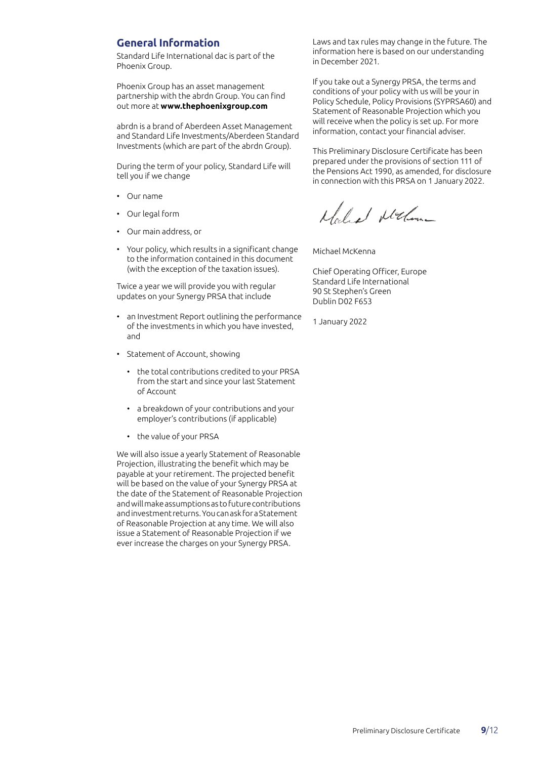## General Information

Standard Life International dac is part of the Phoenix Group.

Phoenix Group has an asset management partnership with the abrdn Group. You can find out more at **www.thephoenixgroup.com**

abrdn is a brand of Aberdeen Asset Management and Standard Life Investments/Aberdeen Standard Investments (which are part of the abrdn Group).

During the term of your policy, Standard Life will tell you if we change

- Our name
- Our legal form
- Our main address, or
- Your policy, which results in a significant change to the information contained in this document (with the exception of the taxation issues).

Twice a year we will provide you with regular updates on your Synergy PRSA that include

- an Investment Report outlining the performance of the investments in which you have invested, and
- Statement of Account, showing
  - the total contributions credited to your PRSA from the start and since your last Statement of Account
  - a breakdown of your contributions and your employer's contributions (if applicable)
  - the value of your PRSA

We will also issue a yearly Statement of Reasonable Projection, illustrating the benefit which may be payable at your retirement. The projected benefit will be based on the value of your Synergy PRSA at the date of the Statement of Reasonable Projection and will make assumptions as to future contributions and investment returns. You can ask for a Statement of Reasonable Projection at any time. We will also issue a Statement of Reasonable Projection if we ever increase the charges on your Synergy PRSA.

Laws and tax rules may change in the future. The information here is based on our understanding in December 2021.

If you take out a Synergy PRSA, the terms and conditions of your policy with us will be your in Policy Schedule, Policy Provisions (SYPRSA60) and Statement of Reasonable Projection which you will receive when the policy is set up. For more information, contact your financial adviser.

This Preliminary Disclosure Certificate has been prepared under the provisions of section 111 of the Pensions Act 1990, as amended, for disclosure in connection with this PRSA on 1 January 2022.

Michael McKenna

Chief Operating Officer, Europe
Standard Life International
90 St Stephen's Green
Dublin D02 F653

1 January 2022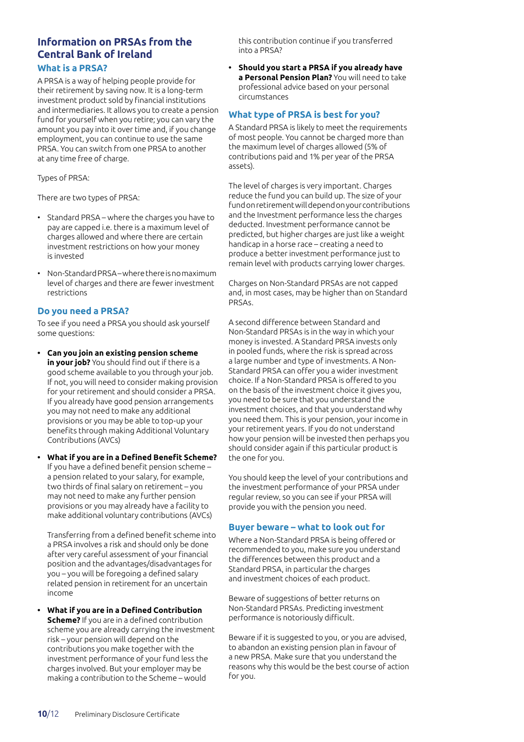## Information on PRSAs from the Central Bank of Ireland

### What is a PRSA?

A PRSA is a way of helping people provide for their retirement by saving now. It is a long-term investment product sold by financial institutions and intermediaries. It allows you to create a pension fund for yourself when you retire; you can vary the amount you pay into it over time and, if you change employment, you can continue to use the same PRSA. You can switch from one PRSA to another at any time free of charge.

Types of PRSA:

There are two types of PRSA:

- Standard PRSA – where the charges you have to pay are capped i.e. there is a maximum level of charges allowed and where there are certain investment restrictions on how your money is invested
- Non-Standard PRSA – where there is no maximum level of charges and there are fewer investment restrictions

### Do you need a PRSA?

To see if you need a PRSA you should ask yourself some questions:

- **Can you join an existing pension scheme in your job?** You should find out if there is a good scheme available to you through your job. If not, you will need to consider making provision for your retirement and should consider a PRSA. If you already have good pension arrangements you may not need to make any additional provisions or you may be able to top-up your benefits through making Additional Voluntary Contributions (AVCs)
- **What if you are in a Defined Benefit Scheme?** If you have a defined benefit pension scheme – a pension related to your salary, for example, two thirds of final salary on retirement – you may not need to make any further pension provisions or you may already have a facility to make additional voluntary contributions (AVCs)

  Transferring from a defined benefit scheme into a PRSA involves a risk and should only be done after very careful assessment of your financial position and the advantages/disadvantages for you – you will be foregoing a defined salary related pension in retirement for an uncertain income
- **What if you are in a Defined Contribution Scheme?** If you are in a defined contribution scheme you are already carrying the investment risk – your pension will depend on the contributions you make together with the investment performance of your fund less the charges involved. But your employer may be making a contribution to the Scheme – would this contribution continue if you transferred into a PRSA?
- **Should you start a PRSA if you already have a Personal Pension Plan?** You will need to take professional advice based on your personal circumstances

### What type of PRSA is best for you?

A Standard PRSA is likely to meet the requirements of most people. You cannot be charged more than the maximum level of charges allowed (5% of contributions paid and 1% per year of the PRSA assets).

The level of charges is very important. Charges reduce the fund you can build up. The size of your fund on retirement will depend on your contributions and the Investment performance less the charges deducted. Investment performance cannot be predicted, but higher charges are just like a weight handicap in a horse race – creating a need to produce a better investment performance just to remain level with products carrying lower charges.

Charges on Non-Standard PRSAs are not capped and, in most cases, may be higher than on Standard PRSAs.

A second difference between Standard and Non-Standard PRSAs is in the way in which your money is invested. A Standard PRSA invests only in pooled funds, where the risk is spread across a large number and type of investments. A Non-Standard PRSA can offer you a wider investment choice. If a Non-Standard PRSA is offered to you on the basis of the investment choice it gives you, you need to be sure that you understand the investment choices, and that you understand why you need them. This is your pension, your income in your retirement years. If you do not understand how your pension will be invested then perhaps you should consider again if this particular product is the one for you.

You should keep the level of your contributions and the investment performance of your PRSA under regular review, so you can see if your PRSA will provide you with the pension you need.

### Buyer beware – what to look out for

Where a Non-Standard PRSA is being offered or recommended to you, make sure you understand the differences between this product and a Standard PRSA, in particular the charges and investment choices of each product.

Beware of suggestions of better returns on Non-Standard PRSAs. Predicting investment performance is notoriously difficult.

Beware if it is suggested to you, or you are advised, to abandon an existing pension plan in favour of a new PRSA. Make sure that you understand the reasons why this would be the best course of action for you.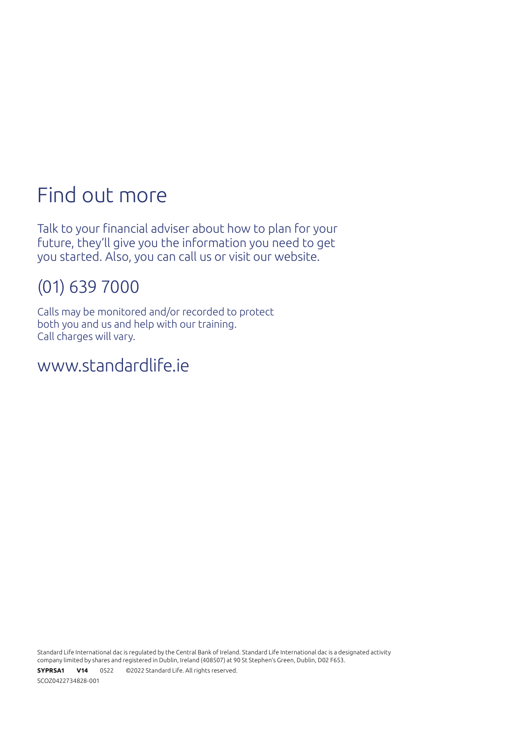# Find out more

Talk to your financial adviser about how to plan for your future, they'll give you the information you need to get you started. Also, you can call us or visit our website.

## (01) 639 7000

Calls may be monitored and/or recorded to protect both you and us and help with our training. Call charges will vary.

## www.standardlife.ie

Standard Life International dac is regulated by the Central Bank of Ireland. Standard Life International dac is a designated activity company limited by shares and registered in Dublin, Ireland (408507) at 90 St Stephen's Green, Dublin, D02 F653.

**SYPRSA1** **V14** 0522 ©2022 Standard Life. All rights reserved.

SCOZ0422734828-001